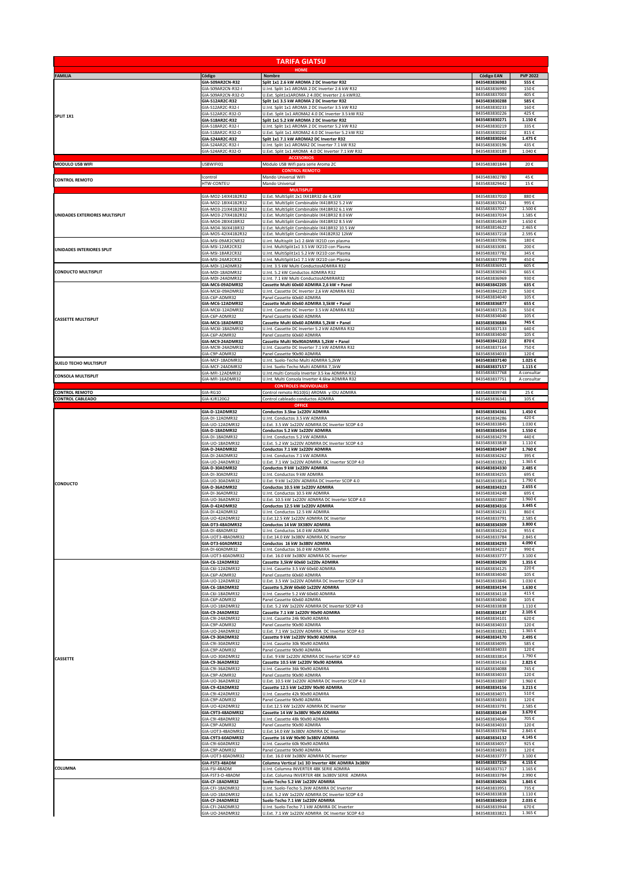# TARIFA GIATSU

| FAMILIA | Código | Nombre | Código EAN | PVP 2022 |
|---|---|---|---|---|
| **HOME** | | | | |
| SPLIT 1X1 | **GIA-S09AR2CN-R32** | **Split 1x1 2.6 kW AROMA 2 DC Inverter R32** | **8435483836983** | **555 €** |
| | GIA-S09AR2CN-R32-I | U.Int. Split 1x1 AROMA 2 DC Inverter 2.6 kW R32 | 8435483836990 | 150 € |
| | GIA-S09AR2CN-R32-O | U.Ext. Split1x1AROMA 2 4.0DC Inverter 2.6 kWR32. | 8435483837003 | 405 € |
| | **GIA-S12AR2C-R32** | **Split 1x1 3.5 kW AROMA 2 DC Inverter R32** | **8435483830288** | **585 €** |
| | GIA-S12AR2C-R32-I | U.Int. Split 1x1 AROMA 2 DC Inverter 3.5 kW R32 | 8435483830233 | 160 € |
| | GIA-S12AR2C-R32-O | U.Ext. Split 1x1 AROMA2 4.0 DC Inverter 3.5 kW R32 | 8435483830226 | 425 € |
| | **GIA-S18AR2C-R32** | **Split 1x1 5.2 kW AROMA 2 DC Inverter R32** | **8435483830271** | **1.150 €** |
| | GIA-S18AR2C-R32-I | U.Int. Split 1x1 AROMA 2 DC Inverter 5.2 kW R32 | 8435483830219 | 335 € |
| | GIA-S18AR2C-R32-O | U.Ext. Split 1x1 AROMA2 4.0 DC Inverter 5.2 kW R32 | 8435483830202 | 815 € |
| | **GIA-S24AR2C-R32** | **Split 1x1 7.1 kW AROMA2 DC Inverter R32** | **8435483830264** | **1.475 €** |
| | GIA-S24AR2C-R32-I | U.Int. Split 1x1 AROMA2 DC Inverter 7.1 kW R32 | 8435483830196 | 435 € |
| | GIA-S24AR2C-R32-O | U.Ext. Split 1x1 AROMA 4.0 DC Inverter 7.1 kW R32 | 8435483830189 | 1.040 € |
| **ACCESORIOS** | | | | |
| MODULO USB WIFI | USBWIFI01 | Módulo USB Wifi para serie Aroma 2C | 8435483801844 | 20 € |
| **CONTROL REMOTO** | | | | |
| CONTROL REMOTO | Icontrol | Mando Universal WIFI | 8435483802780 | 45 € |
| | HTW-CONTEU | Mando Universal | 8435483829442 | 15 € |
| **MULTISPLIT** | | | | |
| UNIDADES EXTERIORES MULTISPLIT | GIA-MO2-14IX41B2R32 | U.Ext. MultiSplit 2x1 IX41BR32 de 4,1kW | 8435483837010 | 880 € |
| | GIA-MO2-18IX41B2R32 | U.Ext. MultiSplit Combinable IX41BR32 5.2 kW | 8435483837041 | 995 € |
| | GIA-MO3-21IX41B2R32 | U.Ext. MultiSplit Combinable IX41BR32 6.1 kW | 8435483837027 | 1.500 € |
| | GIA-MO3-27IX41B2R32 | U.Ext. MultiSplit Combinable IX41BR32 8.0 kW | 8435483837034 | 1.585 € |
| | GIA-MO4-28IX41BR32 | U.Ext. MultiSplit Combinable IX41BR32 8.5 kW | 8435483814639 | 1.650 € |
| | GIA-MO4-36IX41BR32 | U.Ext. MultiSplit Combinable IX41BR32 10.5 kW | 8435483814622 | 2.465 € |
| | GIA-MO5-42IX41B2R32 | U.Ext. MultiSplit Combinable IX41B2R32 12kW | 8435483837218 | 2.595 € |
| UNIDADES INTERIORES SPLIT | GIA-MSI-09AR2CNR32 | U.int. Multisplit 1x1 2.6kW IX21D con plasma | 8435483837096 | 180 € |
| | GIA-MSI-12AR2CR32 | U.Int. MultiSplit1x1 3.5 kW IX21D con Plasma | 8435483833081 | 200 € |
| | GIA-MSI-18AR2CR32 | U.Int. MultiSplit1x1 5.2 kW IX21D con Plasma | 8435483837782 | 345 € |
| | GIA-MSI-24AR2CR32 | U.Int. MultiSplit1x1 7.1 kW IX21D con Plasma | 8435483837799 | 450 € |
| CONDUCTO MULTISPLIT | GIA-MDI-12ADMR32 | U.Int. 3.5 kW Multi ConductosADMIRA R32 | 8435483836921 | 605 € |
| | GIA-MDI-18ADMR32 | U.Int. 5.2 kW Conductos ADMIRA R32 | 8435483836945 | 665 € |
| | GIA-MDI-24ADMR32 | U.Int. 7.1 kW Multi ConductosADMIRAR32 | 8435483836969 | 930 € |
| CASSETTE MULTISPLIT | **GIA-MC6-09ADMR32** | **Cassette Multi 60x60 ADMIRA 2,6 kW + Panel** | **8435483842205** | **635 €** |
| | GIA-MC6I-09ADMR32 | U.Int. Cassette DC Inverter 2,6 kW ADMIRA R32 | 8435483842229 | 530 € |
| | GIA-C6P-ADMR32 | Panel Cassette 60x60 ADMIRA | 8435483834040 | 105 € |
| | **GIA-MC6-12ADMR32** | **Cassette Multi 60x60 ADMIRA 3,5kW + Panel** | **8435483836877** | **655 €** |
| | GIA-MC6I-12ADMR32 | U.Int. Cassette DC Inverter 3.5 kW ADMIRA R32 | 8435483837126 | 550 € |
| | GIA-C6P-ADMR32 | Panel Cassette 60x60 ADMIRA | 8435483834040 | 105 € |
| | **GIA-MC6-18ADMR32** | **Cassette Multi 60x60 ADMIRA 5,2kW + Panel** | **8435483836884** | **745 €** |
| | GIA-MC6I-18ADMR32 | U.Int. Cassette DC Inverter 5.2 kW ADMIRA R32 | 8435483837133 | 640 € |
| | GIA-C6P-ADMR32 | Panel Cassette 60x60 ADMIRA | 8435483834040 | 105 € |
| | **GIA-MC9-24ADMR32** | **Cassette Multi 90x90ADMIRA 5,2kW + Panel** | **8435483841222** | **870 €** |
| | GIA-MC9I-24ADMR32 | U.Int. Cassette DC Inverter 7.1 kW ADMIRA R32 | 8435483837164 | 750 € |
| | GIA-C9P-ADMR32 | Panel Cassette 90x90 ADMIRA | 8435483834033 | 120 € |
| SUELO TECHO MULTISPLIT | GIA-MCF-18ADMR32 | U.Int. Suelo-Techo Multi ADMIRA 5,2kW | **8435483837140** | **1.025 €** |
| | GIA-MCF-24ADMR32 | U.Int. Suelo-Techo Multi ADMIRA 7,1kW | **8435483837157** | **1.115 €** |
| CONSOLA MULTISPLIT | GIA-MFI-12ADMR32 | U.Int.multi Consola Inverter 3.5 kw ADMIRA R32 | 8435483837768 | A consultar |
| | GIA-MFI-16ADMR32 | U.Int. Multi Consola Inverter 4.6kw ADMIRA R32 | 8435483837751 | A consultar |
| **CONTROLES INDIVIDUALES** | | | | |
| CONTROL REMOTO | GIA-RG10 | Control remoto RG10(G) AROMA y IDU ADMIRA | 8435483839748 | 25 € |
| CONTROL CABLEADO | GIA-KJR120G2 | Control cableado conductos ADMIRA | 8435483836341 | 105 € |
| **OFFICE** | | | | |
| CONDUCTO | **GIA-D-12ADMR32** | **Conductos 3.5kw 1x220V ADMIRA** | **8435483834361** | **1.450 €** |
| | GIA-DI-12ADMR32 | U.Int. Conductos 3.5 kW ADMIRA | 8435483834286 | 420 € |
| | GIA-UO-12ADMR32 | U.Ext. 3.5 kW 1x220V ADMIRA DC Inverter SCOP 4.0 | 8435483833845 | 1.030 € |
| | **GIA-D-18ADMR32** | **Conductos 5.2 kW 1x220V ADMIRA** | **8435483834354** | **1.550 €** |
| | GIA-DI-18ADMR32 | U.Int. Conductos 5.2 kW ADMIRA | 8435483834279 | 440 € |
| | GIA-UO-18ADMR32 | U.Ext. 5.2 kW 1x220V ADMIRA DC Inverter SCOP 4.0 | 8435483833838 | 1.110 € |
| | **GIA-D-24ADMR32** | **Conductos 7.1 kW 1x220V ADMIRA** | **8435483834347** | **1.760 €** |
| | GIA-DI-24ADMR32 | U.Int. Conductos 7.1 kW ADMIRA | 8435483834262 | 395 € |
| | GIA-UO-24ADMR32 | U.Ext. 7.1 kW 1x220V ADMIRA DC Inverter SCOP 4.0 | 8435483833821 | 1.365 € |
| | **GIA-D-30ADMR32** | **Conductos 9 kW 1x220V ADMIRA** | **8435483834330** | **2.485 €** |
| | GIA-DI-30ADMR32 | U.Int. Conductos 9 kW ADMIRA | 8435483834255 | 695 € |
| | GIA-UO-30ADMR32 | U.Ext. 9 kW 1x220V ADMIRA DC Inverter SCOP 4.0 | 8435483833814 | 1.790 € |
| | **GIA-D-36ADMR32** | **Conductos 10.5 kW 1x220V ADMIRA** | **8435483834323** | **2.655 €** |
| | GIA-DI-36ADMR32 | U.Int. Conductos 10.5 kW ADMIRA | 8435483834248 | 695 € |
| | GIA-UO-36ADMR32 | U.Ext. 10.5 kW 1x220V ADMIRA DC Inverter SCOP 4.0 | 8435483833807 | 1.960 € |
| | **GIA-D-42ADMR32** | **Conductos 12.5 kW 1x220V ADMIRA** | **8435483834316** | **3.445 €** |
| | GIA-DI-42ADMR32 | U.Int. Conductos 12.5 kW ADMIRA | 8435483834231 | 860 € |
| | GIA-UO-42ADMR32 | U.Ext.12.5 kW 1x220V ADMIRA DC Inverter | 8435483833791 | 2.585 € |
| | **GIA-DT3-48ADMR32** | **Conductos 14 kW 3X380V ADMIRA** | **8435483834309** | **3.800 €** |
| | GIA-DI-48ADMR32 | U.Int. Conductos 14.0 kW ADMIRA | 8435483834224 | 955 € |
| | GIA-UOT3-48ADMR32 | U.Ext.14.0 kW 3x380V ADMIRA DC Inverter | 8435483833784 | 2.845 € |
| | **GIA-DT3-60ADMR32** | **Conductos 16 kW 3x380V ADMIRA** | **8435483834293** | **4.090 €** |
| | GIA-DI-60ADMR32 | U.Int. Conductos 16.0 kW ADMIRA | 8435483834217 | 990 € |
| | GIA-UOT3-60ADMR32 | U.Ext. 16.0 kW 3x380V ADMIRA DC Inverter | 8435483833777 | 3.100 € |
| CASSETTE | **GIA-C6-12ADMR32** | **Cassette 3,5kW 60x60 1x220v ADMIRA** | **8435483834200** | **1.355 €** |
| | GIA-C6I-12ADMR32 | U.Int. Cassette 3.5 kW 60x60 ADMIRA | 8435483834125 | 220 € |
| | GIA-C6P-ADMR32 | Panel Cassette 60x60 ADMIRA | 8435483834040 | 105 € |
| | GIA-UO-12ADMR32 | U.Ext. 3.5 kW 1x220V ADMIRA DC Inverter SCOP 4.0 | 8435483833845 | 1.030 € |
| | **GIA-C6-18ADMR32** | **Cassette 5,2kW 60x60 1x220V ADMIRA** | **8435483834194** | **1.630 €** |
| | GIA-C6I-18ADMR32 | U.Int. Cassette 5.2 kW 60x60 ADMIRA | 8435483834118 | 415 € |
| | GIA-C6P-ADMR32 | Panel Cassette 60x60 ADMIRA | 8435483834040 | 105 € |
| | GIA-UO-18ADMR32 | U.Ext. 5.2 kW 1x220V ADMIRA DC Inverter SCOP 4.0 | 8435483833838 | 1.110 € |
| | **GIA-C9-24ADMR32** | **Cassette 7.1 kW 1x220V 90x90 ADMIRA** | **8435483834187** | **2.105 €** |
| | GIA-C9I-24ADMR32 | U.Int. Cassette 24k 90x90 ADMIRA | 8435483834101 | 620 € |
| | GIA-C9P-ADMR32 | Panel Cassette 90x90 ADMIRA | 8435483834033 | 120 € |
| | GIA-UO-24ADMR32 | U.Ext. 7.1 kW 1x220V ADMIRA DC Inverter SCOP 4.0 | 8435483833821 | 1.365 € |
| | **GIA-C9-30ADMR32** | **Cassette 9 kW 1x220V 90x90 ADMIRA** | **8435483834170** | **2.495 €** |
| | GIA-C9I-30ADMR32 | U.Int. Cassette 30k 90x90 ADMIRA | 8435483834095 | 585 € |
| | GIA-C9P-ADMR32 | Panel Cassette 90x90 ADMIRA | 8435483834033 | 120 € |
| | GIA-UO-30ADMR32 | U.Ext. 9 kW 1x220V ADMIRA DC Inverter SCOP 4.0 | 8435483833814 | 1.790 € |
| | **GIA-C9-36ADMR32** | **Cassette 10.5 kW 1x220V 90x90 ADMIRA** | **8435483834163** | **2.825 €** |
| | GIA-C9I-36ADMR32 | U.Int. Cassette 36k 90x90 ADMIRA | 8435483834088 | 745 € |
| | GIA-C9P-ADMR32 | Panel Cassette 90x90 ADMIRA | 8435483834033 | 120 € |
| | GIA-UO-36ADMR32 | U.Ext. 10.5 kW 1x220V ADMIRA DC Inverter SCOP 4.0 | 8435483833807 | 1.960 € |
| | **GIA-C9-42ADMR32** | **Cassette 12.5 kW 1x220V 90x90 ADMIRA** | **8435483834156** | **3.215 €** |
| | GIA-C9I-42ADMR32 | U.Int. Cassette 42k 90x90 ADMIRA | 8435483834071 | 510 € |
| | GIA-C9P-ADMR32 | Panel Cassette 90x90 ADMIRA | 8435483834033 | 120 € |
| | GIA-UO-42ADMR32 | U.Ext.12.5 kW 1x220V ADMIRA DC Inverter | 8435483833791 | 2.585 € |
| | **GIA-C9T3-48ADMR32** | **Cassette 14 kW 3x380V 90x90 ADMIRA** | **8435483834149** | **3.670 €** |
| | GIA-C9I-48ADMR32 | U.Int. Cassette 48k 90x90 ADMIRA | 8435483834064 | 705 € |
| | GIA-C9P-ADMR32 | Panel Cassette 90x90 ADMIRA | 8435483834033 | 120 € |
| | GIA-UOT3-48ADMR32 | U.Ext.14.0 kW 3x380V ADMIRA DC Inverter | 8435483833784 | 2.845 € |
| | **GIA-C9T3-60ADMR32** | **Cassette 16 kW 90x90 3x380V ADMIRA** | **8435483834132** | **4.145 €** |
| | GIA-C9I-60ADMR32 | U.Int. Cassette 60k 90x90 ADMIRA | 8435483834057 | 925 € |
| | GIA-C9P-ADMR32 | Panel Cassette 90x90 ADMIRA | 8435483834033 | 120 € |
| | GIA-UOT3-60ADMR32 | U.Ext. 16.0 kW 3x380V ADMIRA DC Inverter | 8435483833777 | 3.100 € |
| COLUMNA | **GIA-FST3-48ADM** | **Columna Vertical 1x1 3D Inverter 48K ADMIRA 3x380V** | **8435483837256** | **4.155 €** |
| | GIA-FSI-48ADM | U.Int. Columna INVERTER 48K SERIE ADMIRA | 8435483837317 | 1.165 € |
| | GIA-FST3-O-48ADM | U.Ext. Columna INVERTER 48K 3x380V SERIE ADMIRA | 8435483833784 | 2.990 € |
| | **GIA-CF-18ADMR32** | **Suelo-Techo 5.2 kW 1x220V ADMIRA** | **8435483834026** | **1.845 €** |
| | GIA-CFI-18ADMR32 | U.Int. Suelo-Techo 5.2kW ADMIRA DC Inverter | 8435483833951 | 735 € |
| | GIA-UO-18ADMR32 | U.Ext. 5.2 kW 1x220V ADMIRA DC Inverter SCOP 4.0 | 8435483833838 | 1.110 € |
| | **GIA-CF-24ADMR32** | **Suelo-Techo 7.1 kW 1x220V ADMIRA** | **8435483834019** | **2.035 €** |
| | GIA-CFI-24ADMR32 | U.Int. Suelo-Techo 7.1 kW ADMIRA DC Inverter | 8435483833944 | 670 € |
| | GIA-UO-24ADMR32 | U.Ext. 7.1 kW 1x220V ADMIRA DC Inverter SCOP 4.0 | 8435483833821 | 1.365 € |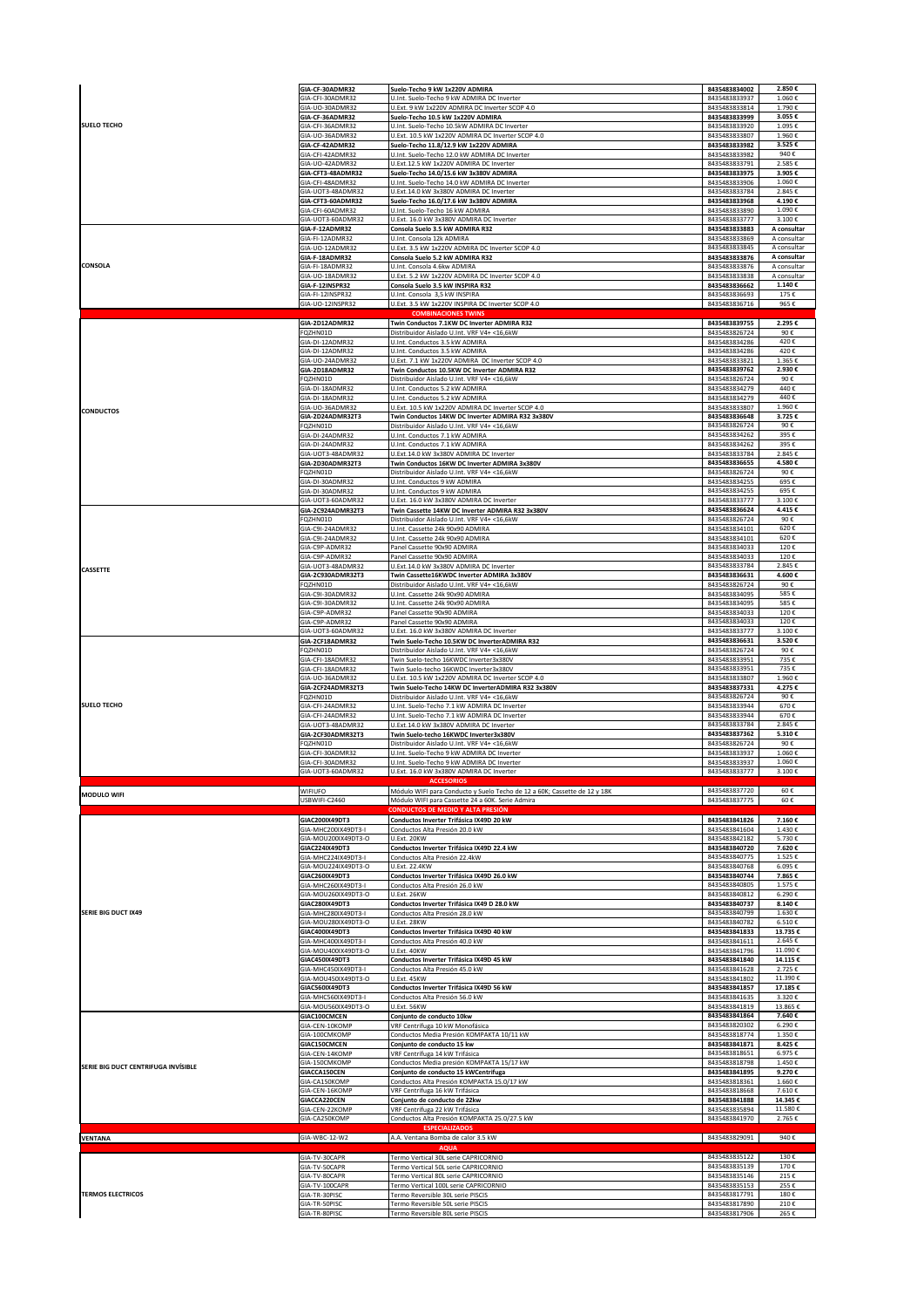| | | | | |
|---|---|---|---|---|
| SUELO TECHO | **GIA-CF-30ADMR32** | **Suelo-Techo 9 kW 1x220V ADMIRA** | **8435483834002** | **2.850 €** |
| | GIA-CFI-30ADMR32 | U.Int. Suelo-Techo 9 kW ADMIRA DC Inverter | 8435483833937 | 1.060 € |
| | GIA-UO-30ADMR32 | U.Ext. 9 kW 1x220V ADMIRA DC Inverter SCOP 4.0 | 8435483833814 | 1.790 € |
| | **GIA-CF-36ADMR32** | **Suelo-Techo 10.5 kW 1x220V ADMIRA** | **8435483833999** | **3.055 €** |
| | GIA-CFI-36ADMR32 | U.Int. Suelo-Techo 10.5kW ADMIRA DC Inverter | 8435483833920 | 1.095 € |
| | GIA-UO-36ADMR32 | U.Ext. 10.5 kW 1x220V ADMIRA DC Inverter SCOP 4.0 | 8435483833807 | 1.960 € |
| | **GIA-CF-42ADMR32** | **Suelo-Techo 11.8/12.9 kW 1x220V ADMIRA** | **8435483833982** | **3.525 €** |
| | GIA-CFI-42ADMR32 | U.Int. Suelo-Techo 12.0 kW ADMIRA DC Inverter | 8435483833982 | 940 € |
| | GIA-UO-42ADMR32 | U.Ext.12.5 kW 1x220V ADMIRA DC Inverter | 8435483833791 | 2.585 € |
| | **GIA-CFT3-48ADMR32** | **Suelo-Techo 14.0/15.6 kW 3x380V ADMIRA** | **8435483833975** | **3.905 €** |
| | GIA-CFI-48ADMR32 | U.Int. Suelo-Techo 14.0 kW ADMIRA DC Inverter | 8435483833906 | 1.060 € |
| | GIA-UOT3-48ADMR32 | U.Ext.14.0 kW 3x380V ADMIRA DC Inverter | 8435483833784 | 2.845 € |
| | **GIA-CFT3-60ADMR32** | **Suelo-Techo 16.0/17.6 kW 3x380V ADMIRA** | **8435483833968** | **4.190 €** |
| | GIA-CFI-60ADMR32 | U.Int. Suelo-Techo 16 kW ADMIRA | 8435483833890 | 1.090 € |
| | GIA-UOT3-60ADMR32 | U.Ext. 16.0 kW 3x380V ADMIRA DC Inverter | 8435483833777 | 3.100 € |
| CONSOLA | **GIA-F-12ADMR32** | **Consola Suelo 3.5 kW ADMIRA R32** | **8435483833883** | **A consultar** |
| | GIA-FI-12ADMR32 | U.Int. Consola 12k ADMIRA | 8435483833869 | A consultar |
| | GIA-UO-12ADMR32 | U.Ext. 3.5 kW 1x220V ADMIRA DC Inverter SCOP 4.0 | 8435483833845 | A consultar |
| | **GIA-F-18ADMR32** | **Consola Suelo 5.2 kW ADMIRA R32** | **8435483833876** | **A consultar** |
| | GIA-FI-18ADMR32 | U.Int. Consola 4.6kw ADMIRA | 8435483833876 | A consultar |
| | GIA-UO-18ADMR32 | U.Ext. 5.2 kW 1x220V ADMIRA DC Inverter SCOP 4.0 | 8435483833838 | A consultar |
| | **GIA-F-12INSPR32** | **Consola Suelo 3.5 kW INSPIRA R32** | **8435483836662** | **1.140 €** |
| | GIA-FI-12INSPR32 | U.Int. Consola 3,5 kW INSPIRA | 8435483836693 | 175 € |
| | GIA-UO-12INSPR32 | U.Ext. 3.5 kW 1x220V INSPIRA DC Inverter SCOP 4.0 | 8435483836716 | 965 € |
| | | **COMBINACIONES TWINS** | | |
| CONDUCTOS | **GIA-2D12ADMR32** | **Twin Conductos 7.1KW DC Inverter ADMIRA R32** | **8435483839755** | **2.295 €** |
| | FQZHN01D | Distribuidor Aislado U.Int. VRF V4+ <16,6kW | 8435483826724 | 90 € |
| | GIA-DI-12ADMR32 | U.Int. Conductos 3.5 kW ADMIRA | 8435483834286 | 420 € |
| | GIA-DI-12ADMR32 | U.Int. Conductos 3.5 kW ADMIRA | 8435483834286 | 420 € |
| | GIA-UO-24ADMR32 | U.Ext. 7.1 kW 1x220V ADMIRA DC Inverter SCOP 4.0 | 8435483833821 | 1.365 € |
| | **GIA-2D18ADMR32** | **Twin Conductos 10.5KW DC Inverter ADMIRA R32** | **8435483839762** | **2.930 €** |
| | FQZHN01D | Distribuidor Aislado U.Int. VRF V4+ <16,6kW | 8435483826724 | 90 € |
| | GIA-DI-18ADMR32 | U.Int. Conductos 5.2 kW ADMIRA | 8435483834279 | 440 € |
| | GIA-DI-18ADMR32 | U.Int. Conductos 5.2 kW ADMIRA | 8435483834279 | 440 € |
| | GIA-UO-36ADMR32 | U.Ext. 10.5 kW 1x220V ADMIRA DC Inverter SCOP 4.0 | 8435483833807 | 1.960 € |
| | **GIA-2D24ADMR32T3** | **Twin Conductos 14KW DC Inverter ADMIRA R32 3x380V** | **8435483836648** | **3.725 €** |
| | FQZHN01D | Distribuidor Aislado U.Int. VRF V4+ <16,6kW | 8435483826724 | 90 € |
| | GIA-DI-24ADMR32 | U.Int. Conductos 7.1 kW ADMIRA | 8435483834262 | 395 € |
| | GIA-DI-24ADMR32 | U.Int. Conductos 7.1 kW ADMIRA | 8435483834262 | 395 € |
| | GIA-UOT3-48ADMR32 | U.Ext.14.0 kW 3x380V ADMIRA DC Inverter | 8435483833784 | 2.845 € |
| | **GIA-2D30ADMR32T3** | **Twin Conductos 16KW DC Inverter ADMIRA 3x380V** | **8435483836655** | **4.580 €** |
| | FQZHN01D | Distribuidor Aislado U.Int. VRF V4+ <16,6kW | 8435483826724 | 90 € |
| | GIA-DI-30ADMR32 | U.Int. Conductos 9 kW ADMIRA | 8435483834255 | 695 € |
| | GIA-DI-30ADMR32 | U.Int. Conductos 9 kW ADMIRA | 8435483834255 | 695 € |
| | GIA-UOT3-60ADMR32 | U.Ext. 16.0 kW 3x380V ADMIRA DC Inverter | 8435483833777 | 3.100 € |
| CASSETTE | **GIA-2C924ADMR32T3** | **Twin Cassette 14KW DC Inverter ADMIRA R32 3x380V** | **8435483836624** | **4.415 €** |
| | FQZHN01D | Distribuidor Aislado U.Int. VRF V4+ <16,6kW | 8435483826724 | 90 € |
| | GIA-C9I-24ADMR32 | U.Int. Cassette 24k 90x90 ADMIRA | 8435483834101 | 620 € |
| | GIA-C9I-24ADMR32 | U.Int. Cassette 24k 90x90 ADMIRA | 8435483834101 | 620 € |
| | GIA-C9P-ADMR32 | Panel Cassette 90x90 ADMIRA | 8435483834033 | 120 € |
| | GIA-C9P-ADMR32 | Panel Cassette 90x90 ADMIRA | 8435483834033 | 120 € |
| | GIA-UOT3-48ADMR32 | U.Ext.14.0 kW 3x380V ADMIRA DC Inverter | 8435483833784 | 2.845 € |
| | **GIA-2C930ADMR32T3** | **Twin Cassette16KWDC Inverter ADMIRA 3x380V** | **8435483836631** | **4.600 €** |
| | FQZHN01D | Distribuidor Aislado U.Int. VRF V4+ <16,6kW | 8435483826724 | 90 € |
| | GIA-C9I-30ADMR32 | U.Int. Cassette 24k 90x90 ADMIRA | 8435483834095 | 585 € |
| | GIA-C9I-30ADMR32 | U.Int. Cassette 24k 90x90 ADMIRA | 8435483834095 | 585 € |
| | GIA-C9P-ADMR32 | Panel Cassette 90x90 ADMIRA | 8435483834033 | 120 € |
| | GIA-C9P-ADMR32 | Panel Cassette 90x90 ADMIRA | 8435483834033 | 120 € |
| | GIA-UOT3-60ADMR32 | U.Ext. 16.0 kW 3x380V ADMIRA DC Inverter | 8435483833777 | 3.100 € |
| SUELO TECHO | **GIA-2CF18ADMR32** | **Twin Suelo-Techo 10.5KW DC InverterADMIRA R32** | **8435483836631** | **3.520 €** |
| | FQZHN01D | Distribuidor Aislado U.Int. VRF V4+ <16,6kW | 8435483826724 | 90 € |
| | GIA-CFI-18ADMR32 | Twin Suelo-techo 16KWDC Inverter3x380V | 8435483833951 | 735 € |
| | GIA-CFI-18ADMR32 | Twin Suelo-techo 16KWDC Inverter3x380V | 8435483833951 | 735 € |
| | GIA-UO-36ADMR32 | U.Ext. 10.5 kW 1x220V ADMIRA DC Inverter SCOP 4.0 | 8435483833807 | 1.960 € |
| | **GIA-2CF24ADMR32T3** | **Twin Suelo-Techo 14KW DC InverterADMIRA R32 3x380V** | **8435483837331** | **4.275 €** |
| | FQZHN01D | Distribuidor Aislado U.Int. VRF V4+ <16,6kW | 8435483826724 | 90 € |
| | GIA-CFI-24ADMR32 | U.Int. Suelo-Techo 7.1 kW ADMIRA DC Inverter | 8435483833944 | 670 € |
| | GIA-CFI-24ADMR32 | U.Int. Suelo-Techo 7.1 kW ADMIRA DC Inverter | 8435483833944 | 670 € |
| | GIA-UOT3-48ADMR32 | U.Ext.14.0 kW 3x380V ADMIRA DC Inverter | 8435483833784 | 2.845 € |
| | **GIA-2CF30ADMR32T3** | **Twin Suelo-techo 16KWDC Inverter3x380V** | **8435483837362** | **5.310 €** |
| | FQZHN01D | Distribuidor Aislado U.Int. VRF V4+ <16,6kW | 8435483826724 | 90 € |
| | GIA-CFI-30ADMR32 | U.Int. Suelo-Techo 9 kW ADMIRA DC Inverter | 8435483833937 | 1.060 € |
| | GIA-CFI-30ADMR32 | U.Int. Suelo-Techo 9 kW ADMIRA DC Inverter | 8435483833937 | 1.060 € |
| | GIA-UOT3-60ADMR32 | U.Ext. 16.0 kW 3x380V ADMIRA DC Inverter | 8435483833777 | 3.100 € |
| | | **ACCESORIOS** | | |
| MODULO WIFI | WIFIUFO | Módulo WIFI para Conducto y Suelo Techo de 12 a 60K; Cassette de 12 y 18K | 8435483837720 | 60 € |
| | USBWIFI-C2460 | Módulo WIFI para Cassette 24 a 60K. Serie Admira | 8435483837775 | 60 € |
| | | **CONDUCTOS DE MEDIO Y ALTA PRESIÓN** | | |
| SERIE BIG DUCT IX49 | **GIAC200IX49DT3** | **Conductos Inverter Trifásica IX49D 20 kW** | **8435483841826** | **7.160 €** |
| | GIA-MHC200IX49DT3-I | Conductos Alta Presión 20.0 kW | 8435483841604 | 1.430 € |
| | GIA-MOU200IX49DT3-O | U.Ext. 20KW | 8435483842182 | 5.730 € |
| | **GIAC224IX49DT3** | **Conductos Inverter Trifásica IX49D 22.4 kW** | **8435483840720** | **7.620 €** |
| | GIA-MHC224IX49DT3-I | Conductos Alta Presión 22.4kW | 8435483840775 | 1.525 € |
| | GIA-MOU224IX49DT3-O | U.Ext. 22.4KW | 8435483840768 | 6.095 € |
| | **GIAC260IX49DT3** | **Conductos Inverter Trifásica IX49D 26.0 kW** | **8435483840744** | **7.865 €** |
| | GIA-MHC260IX49DT3-I | Conductos Alta Presión 26.0 kW | 8435483840805 | 1.575 € |
| | GIA-MOU260IX49DT3-O | U.Ext. 26KW | 8435483840812 | 6.290 € |
| | **GIAC280IX49DT3** | **Conductos Inverter Trifásica IX49 D 28.0 kW** | **8435483840737** | **8.140 €** |
| | GIA-MHC280IX49DT3-I | Conductos Alta Presión 28.0 kW | 8435483840799 | 1.630 € |
| | GIA-MOU280IX49DT3-O | U.Ext. 28KW | 8435483840782 | 6.510 € |
| | **GIAC400IX49DT3** | **Conductos Inverter Trifásica IX49D 40 kW** | **8435483841833** | **13.735 €** |
| | GIA-MHC400IX49DT3-I | Conductos Alta Presión 40.0 kW | 8435483841611 | 2.645 € |
| | GIA-MOU400IX49DT3-O | U.Ext. 40KW | 8435483841796 | 11.090 € |
| | **GIAC450IX49DT3** | **Conductos Inverter Trifásica IX49D 45 kW** | **8435483841840** | **14.115 €** |
| | GIA-MHC450IX49DT3-I | Conductos Alta Presión 45.0 kW | 8435483841628 | 2.725 € |
| | GIA-MOU450IX49DT3-O | U.Ext. 45KW | 8435483841802 | 11.390 € |
| | **GIAC560IX49DT3** | **Conductos Inverter Trifásica IX49D 56 kW** | **8435483841857** | **17.185 €** |
| | GIA-MHC560IX49DT3-I | Conductos Alta Presión 56.0 kW | 8435483841635 | 3.320 € |
| | GIA-MOU560IX49DT3-O | U.Ext. 56KW | 8435483841819 | 13.865 € |
| SERIE BIG DUCT CENTRIFUGA INVÍSIBLE | **GIAC100CMCEN** | **Conjunto de conducto 10kw** | **8435483841864** | **7.640 €** |
| | GIA-CEN-10KOMP | VRF Centrífuga 10 kW Monofásica | 8435483820302 | 6.290 € |
| | GIA-100CMKOMP | Conductos Media Presión KOMPAKTA 10/11 kW | 8435483818774 | 1.350 € |
| | **GIAC150CMCEN** | **Conjunto de conducto 15 kw** | **8435483841871** | **8.425 €** |
| | GIA-CEN-14KOMP | VRF Centrífuga 14 kW Trifásica | 8435483818651 | 6.975 € |
| | GIA-150CMKOMP | Conductos Media presión KOMPAKTA 15/17 kW | 8435483818798 | 1.450 € |
| | **GIACCA150CEN** | **Conjunto de conducto 15 kWCentrífuga** | **8435483841895** | **9.270 €** |
| | GIA-CA150KOMP | Conductos Alta Presión KOMPAKTA 15.0/17 kW | 8435483818361 | 1.660 € |
| | GIA-CEN-16KOMP | VRF Centrífuga 16 kW Trifásica | 8435483818668 | 7.610 € |
| | **GIACCA220CEN** | **Conjunto de conducto de 22kw** | **8435483841888** | **14.345 €** |
| | GIA-CEN-22KOMP | VRF Centrífuga 22 kW Trifásica | 8435483835894 | 11.580 € |
| | GIA-CA250KOMP | Conductos Alta Presión KOMPAKTA 25.0/27.5 kW | 8435483841970 | 2.765 € |
| | | **ESPECIALIZADOS** | | |
| VENTANA | GIA-WBC-12-W2 | A.A. Ventana Bomba de calor 3.5 kW | 8435483829091 | 940 € |
| | | **AQUA** | | |
| TERMOS ELECTRICOS | GIA-TV-30CAPR | Termo Vertical 30L serie CAPRICORNIO | 8435483835122 | 130 € |
| | GIA-TV-50CAPR | Termo Vertical 50L serie CAPRICORNIO | 8435483835139 | 170 € |
| | GIA-TV-80CAPR | Termo Vertical 80L serie CAPRICORNIO | 8435483835146 | 215 € |
| | GIA-TV-100CAPR | Termo Vertical 100L serie CAPRICORNIO | 8435483835153 | 255 € |
| | GIA-TR-30PISC | Termo Reversible 30L serie PISCIS | 8435483817791 | 180 € |
| | GIA-TR-50PISC | Termo Reversible 50L serie PISCIS | 8435483817890 | 210 € |
| | GIA-TR-80PISC | Termo Reversible 80L serie PISCIS | 8435483817906 | 265 € |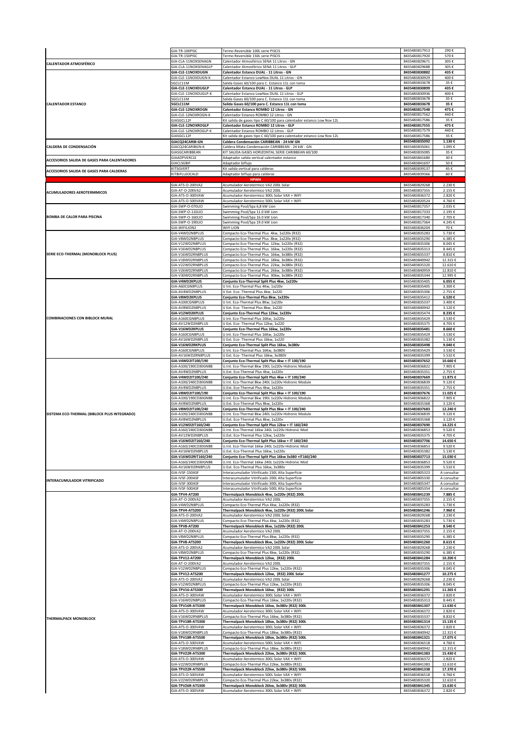| | | | | |
|---|---|---|---|---|
| CALENTADOR ATMOSFÉRICO | GIA-TR-100PISC | Termo Reversible 100L serie PISCIS | 8435483817913 | 290 € |
| | GIA-TR-150PISC | Termo Reversible 150L serie PISCIS | 8435483817920 | 570 € |
| | GIA-CLA-11NOXSENAGN | Calentador Atmosférico SENA 11 Litros - GN | 8435483829671 | 305 € |
| | GIA-CLA-11NOXSENAGLP | Calentador Atmosférico SENA 11 Litros - GLP | 8435483829688 | 305 € |
| CALENTADOR ESTANCO | **GIA-CLE-11NOXDUGN** | **Calentador Estanco DUAL - 11 Litros - GN** | **8435483830882** | **435 €** |
| | GIA-CLE-11NOXDUGN-K | Calentador Estanco LowNox DUAL 11 Litros - GN | 8435483830929 | 400 € |
| | SGCLC11M | Salida Gases 60/100 para C. Estanco 11L con toma | 8435483833678 | 35 € |
| | **GIA-CLE-11NOXDUGLP** | **Calentador Estanco DUAL - 11 Litros - GLP** | **8435483830899** | **435 €** |
| | GIA-CLE-11NOXDUGLP-K | Calentador Estanco LowNox DUAL 11 Litros - GLP | 8435483830936 | 400 € |
| | SGCLC11M | Salida Gases 60/100 para C. Estanco 11L con toma | 8435483833678 | 35 € |
| | **SGCLC11M** | **Salida Gases 60/100 para C. Estanco 11L con toma** | **8435483833678** | **35 €** |
| | **GIA-CLE-12NOXROGN** | **Calentador Estanco ROMBO 12 Litros - GN** | **8435483817548** | **475 €** |
| | GIA-CLE-12NOXROGN-K | Calentador Estanco ROMBO 12 Litros - GN | 8435483817562 | 440 € |
| | GIASGCL12F | Kit salida de gases tipo C 60/100 para calentador estanco Low Nox 12L | 8435483817586 | 35 € |
| | **GIA-CLE-12NOXROGLP** | **Calentador Estanco ROMBO 12 Litros - GLP** | **8435483817555** | **475 €** |
| | GIA-CLE-12NOXROGLP-K | Calentador Estanco ROMBO 12 Litros - GLP | 8435483817579 | 440 € |
| | GIASGCL12F | Kit salida de gases tipo C 60/100 para calentador estanco Low Nox 12L | 8435483817586 | 35 € |
| CALDERA DE CONDENSACIÓN | **GIACQ24CARIB-GN** | **Caldera Condensación CARIBBEAN - 24 kW GN** | **8435483835092** | **1.130 €** |
| | GIACQ24CARIBGN-K | Caldera Mixta Condensación CARIBBEAN - 24 kW · GN | 8435483835061 | 1.095 € |
| | GIASGCARIBBEAN | KIT SALIDA GASES HORIZONTAL SERIE CARIBBEAN 60/100 | 8435483835085 | 35 € |
| ACCESORIOS SALIDA DE GASES PARA CALENTADORES | GIAADPVERCLE | Adaptador salida vertical calentador estanco | 8435483841680 | 30 € |
| | GIACLSGBIF | Adaptador biflujo | 8435483841697 | 50 € |
| ACCESORIOS SALIDA DE GASES PARA CALDERAS | KITSGVERT | Kit salida vertical para calderas | 8435483839137 | 45 € |
| | KITBIFLUJOCALD | Adaptador biflujo para calderas | 8435483839366 | 60 € |
| | | **HPWH** | | |
| ACUMULADORES AEROTERMMICOS | GIA-ATS-O-200VA2 | Acumulador Aerotermico VA2 200L Solar | 8435483829268 | 2.230 € |
| | GIA-AT-O-200VA2 | Acumulador Aerotermico VA2 200L | 8435483837355 | 2.155 € |
| | GIA-ATS-O-300VAW | Acumulador Aerotermico 300L Solar VAX + WIFI | 8435483836372 | 2.820 € |
| | GIA-ATS-O-500VAW | Acumulador Aerotermico 500L Solar VAX + WIFI | 8435483820524 | 4.760 € |
| BOMBA DE CALOR PARA PISCINA | GIA-SWP-O-070LIO | Swimming Pool/Spa 6,8 kW Lion | 8435483817357 | 2.035 € |
| | GIA-SWP-O-110LIO | Swimming Pool/Spa 11.0 kW Lion | 8435483817333 | 2.195 € |
| | GIA-SWP-O-160LIO | Swimming Pool/Spa 16.0 kW Lion | 8435483817340 | 2.705 € |
| | GIA-SWP-O-190LIO | Swimming Pool/Spa 19.0 kW Lion | 8435483817364 | 4.245 € |
| | GIA-WIFILION2 | WIFI LION | 8435483836204 | 70 € |
| SERIE ECO-THERMAL (MONOBLOCK PLUS) | GIA-V4WD2N8PLUS | Compacto Eco-Thermal Plus 4kw, 1x220v (R32) | 8435483835283 | 5.730 € |
| | GIA-V8WD2N8PLUS | Compacto Eco-Thermal Plus 8kw, 1x220v (R32) | 8435483835290 | 6.385 € |
| | GIA-V12WD2N8PLUS | Compacto Eco-Thermal Plus 12kw, 1x220v (R32) | 8435483835306 | 8.045 € |
| | GIA-V16WD2N8PLUS | Compacto Eco-Thermal Plus 16kw, 1x220v (R32) | 8435483835313 | 8.445 € |
| | GIA-V16WD2RN8PLUS | Compacto Eco-Thermal Plus 16kw, 3x380v (R32) | 8435483835337 | 8.810 € |
| | GIA-V18WD2RN8PLUS | Compacto Eco-Thermal Plus 18kw, 3x380v (R32) | 8435483840942 | 12.315 € |
| | GIA-V22WD2RN8PLUS | Compacto Eco-Thermal Plus 22kw, 3x380v (R32) | 8435483835320 | 12.610 € |
| | GIA-V26WD2RN8PLUS | Compacto Eco-Thermal Plus 26kw, 3x380v (R32) | 8435483840959 | 12.810 € |
| | GIA-V30WD2RN8PLUS | Compacto Eco-Thermal Plus 30kw, 3x380v (R32) | 8435483835344 | 12.995 € |
| COMBINACIONES CON BIBLOCK MURAL | **GIA-V4WD2KPLUS** | **Conjunto Eco-Thermal Split Plus 4kw, 1x220v** | **8435483835405** | **6.055 €** |
| | GIA-A60CGN8PLUS | U Int. Eco-Thermal Plus 4Kw, 1x220v | 8435483835405 | 3.300 € |
| | GIA-AV4WD2N8PLUS | U Ext. Eco- Thermal Plus 4kw, 1x220 | 8435483835306 | 2.755 € |
| | **GIA-V8WD2KPLUS** | **Conjunto Eco-Thermal Plus 8kw, 1x220v** | **8435483835412** | **6.520 €** |
| | GIA-A100CGN8PLUS | U Int. Eco-Thermal Plus 8Kw, 1x220v | 8435483835337 | 3.400 € |
| | GIA-AV8WD2N8PLUS | U Ext. Eco- Thermal Plus 8kw, 1x220 | 8435483840942 | 3.120 € |
| | **GIA-V12WD2KPLUS** | **Conjunto Eco-Thermal Plus 12kw, 1x220v** | **8435483835474** | **8.235 €** |
| | GIA-A160CGN8PLUS | U Int. Eco-Thermal Plus 16Kw, 1x220v | 8435483835429 | 3.530 € |
| | GIA-AV12WD2N8PLUS | U Ext. Eco- Thermal Plus 12kw, 1x220 | 8435483835375 | 4.705 € |
| | **GIA-V16WD2KPLUS** | **Conjunto Eco-Thermal Plus 16kw, 1x220v** | **8435483835481** | **8.660 €** |
| | GIA-A160CGN8PLUS | U Int. Eco-Thermal Plus 16Kw, 1x220v | 8435483835429 | 3.530 € |
| | GIA-AV16WD2N8PLUS | U Ext. Eco- Thermal Plus 16kw, 1x220 | 8435483835382 | 5.130 € |
| | **GIA-V16WD2RKPLUS** | **Conjunto Eco-Thermal Split Plus 16kw, 3x380v** | **8435483835498** | **9.040 €** |
| | GIA-A160CGN8PLUS | U Int. Eco-Thermal Plus 16Kw, 3X380V | 8435483835429 | 3.530 € |
| | GIA-AV16WD2RN8PLUS | U Ext. Eco- Thermal Plus 16kw, 3X380V | 8435483835399 | 5.510 € |
| SISTEMA ECO-THERMAL (BIBLOCK PLUS INTEGRADO) | **GIA-V4WD2IT100/190** | **Conjunto Eco-Thermal Split Plus 4kw + IT 100/190** | **8435483837652** | **10.660 €** |
| | GIA-A100/190CD30GN8B | U.Int. Eco-Thermal 8kw 190L 1x220v Hidronic Module | 8435483836822 | 7.905 € |
| | GIA-AV4WD2N8PLUS | U.Ext. Eco-Thermal Plus 4kw, 1x220v | 8435483835351 | 2.755 € |
| | **GIA-V4WD2IT100/240** | **Conjunto Eco-Thermal Split Plus 4kw + IT 100/240** | **8435483837669** | **11.875 €** |
| | GIA-A100/240CD30GN8B | U.Int. Eco-Thermal 8kw 240L 1x220v Hidronic Module | 8435483836839 | 9.120 € |
| | GIA-AV4WD2N8PLUS | U.Ext. Eco-Thermal Plus 4kw, 1x220v | 8435483835351 | 2.755 € |
| | **GIA-V8WD2IT100/190** | **Conjunto Eco-Thermal Split Plus 8kw + IT 100/190** | **8435483837676** | **11.025 €** |
| | GIA-A100/190CD30GN8B | U.Int. Eco-Thermal 8kw 190L 1x220v Hidronic Module | 8435483836822 | 7.905 € |
| | GIA-AV8WD2N8PLUS | U Ext. Eco-Thermal Plus 8kw, 1x220v | 8435483835368 | 3.120 € |
| | **GIA-V8WD2IT100/240** | **Conjunto Eco-Thermal Split Plus 8kw + IT 100/240** | **8435483837683** | **12.240 €** |
| | GIA-A100/240CD30GN8B | U.Int. Eco-Thermal 8kw 240L 1x220v Hidronic Module | 8435483836839 | 9.120 € |
| | GIA-AV8WD2N8PLUS | U.Ext. Eco-Thermal Plus 8kw, 1x220v | 8435483835368 | 3.120 € |
| | **GIA-V12WD2IT160/240** | **Conjunto Eco-Thermal Split Plus 12kw + IT 160/240** | **8435483837690** | **14.225 €** |
| | GIA-A160/240CD30GN8B | U.Int. Eco-Thermal 16kw 240L 1x220v Hidronic Mod | 8435483836853 | 9.520 € |
| | GIA-AV12WD2N8PLUS | U.Ext. Eco-Thermal Plus 12kw, 1x220v | 8435483835375 | 4.705 € |
| | **GIA-V16WD2IT160/240** | **Conjunto Eco-Thermal Split Plus 16kw + IT 160/240** | **8435483837706** | **14.650 €** |
| | GIA-A160/240CD30GN8B | U.Int. Eco-Thermal 16kw 240L 1x220v Hidronic Mod | 8435483836853 | 9.520 € |
| | GIA-AV16WD2N8PLUS | U.Ext. Eco-Thermal Plus 16kw, 1x220v | 8435483835382 | 5.130 € |
| | **GIA-V16WD2RIT160/240** | **Conjunto Eco-Thermal Split Plus 16kw 3x380 +IT160/240** | **8435483837713** | **15.030 €** |
| | GIA-A160/240CD30GN8B | U.Int. Eco-Thermal 16kw 240L 1x220v Hidronic Mod | 8435483836853 | 9.520 € |
| | GIA-AV16WD2RN8PLUS | U.Ext. Eco-Thermal Plus 16kw, 3x380v | 8435483835399 | 5.510 € |
| INTERACUMULADOR VITRIFICADO | GIA-IVSF-150ASF | Interacumulador Vitrificado 150L Alta Superficie | 8435483805323 | A consultar |
| | GIA-IVSF-200ASF | Interacumulador Vitrificado 200L Alta Superficie | 8435483805330 | A consultar |
| | GIA-IVSF-300ASF | Interacumulador Vitrificado 300L Alta Superficie | 8435483805347 | A consultar |
| | GIA-IVSF-500ASF | Interacumulador Vitrificado 500L Alta Superficie | 8435483805354 | A consultar |
| THERMALPACK MONOBLOCK | **GIA-TPV4-AT200** | **Thermalpack Monoblock 4kw, 1x220v (R32) 200L** | **8435483841239** | **7.885 €** |
| | GIA-AT-O-200VA2 | Acumulador Aerotermico VA2 200L | 8435483837355 | 2.155 € |
| | GIA-V4WD2N8PLUS | Compacto Eco-Thermal Plus 4kw, 1x220v (R32) | 8435483835283 | 5.730 € |
| | **GIA-TPV4-ATS200** | **Thermalpack Monoblock 4kw, 1x220v (R32) 200L Solar** | **8435483841246** | **7.960 €** |
| | GIA-ATS-O-200VA2 | Acumulador Aerotermico VA2 200L Solar | 8435483829268 | 2.230 € |
| | GIA-V4WD2N8PLUS | Compacto Eco-Thermal Plus 4kw, 1x220v (R32) | 8435483835283 | 5.730 € |
| | **GIA-TPV8-AT200** | **Thermalpack Monoblock 8kw, 1x220v (R32) 200L** | **8435483841253** | **8.540 €** |
| | GIA-AT-O-200VA2 | Acumulador Aerotermico VA2 200L | 8435483837355 | 2.155 € |
| | GIA-V8WD2N8PLUS | Compacto Eco-Thermal Plus 8kw, 1x220v (R32) | 8435483835290 | 6.385 € |
| | **GIA-TPV8-ATS200** | **Thermalpack Monoblock 8kw, 1x220v (R32) 200L Solar** | **8435483841260** | **8.615 €** |
| | GIA-ATS-O-200VA2 | Acumulador Aerotermico VA2 200L Solar | 8435483829268 | 2.230 € |
| | GIA-V8WD2N8PLUS | Compacto Eco-Thermal Plus 8kw, 1x220v (R32) | 8435483835290 | 6.385 € |
| | **GIA-TPV12-AT200** | **Thermalpack Monoblock 12kw, (R32) 200L** | **8435483841284** | **10.200 €** |
| | GIA-AT-O-200VA2 | Acumulador Aerotermico VA2 200L | 8435483837355 | 2.155 € |
| | GIA-V12WD2N8PLUS | Compacto Eco-Thermal Plus 12kw, 1x220v (R32) | 8435483835306 | 8.045 € |
| | **GIA-TPV12-ATS200** | **Thermalpack Monoblock 12kw, (R32) 200L Solar** | **8435483841277** | **10.275 €** |
| | GIA-ATS-O-200VA2 | Acumulador Aerotermico VA2 200L Solar | 8435483829268 | 2.230 € |
| | GIA-V12WD2N8PLUS | Compacto Eco-Thermal Plus 12kw, 1x220v (R32) | 8435483835306 | 8.045 € |
| | **GIA-TPV16-ATS300** | **Thermalpack Monoblock 16kw, (R32) 300L** | **8435483841291** | **11.265 €** |
| | GIA-ATS-O-300VAW | Acumulador Aerotermico 300L Solar VAX + WIFI | 8435483836372 | 2.820 € |
| | GIA-V16WD2N8PLUS | Compacto Eco-Thermal Plus 16kw, 1x220v (R32) | 8435483835313 | 8.445 € |
| | **GIA-TPV16R-ATS300** | **Thermalpack Monoblock 16kw, 3x380v (R32) 300L** | **8435483841307** | **11.630 €** |
| | GIA-ATS-O-300VAW | Acumulador Aerotermico 300L Solar VAX + WIFI | 8435483836372 | 2.820 € |
| | GIA-V16WD2RN8PLUS | Compacto Eco-Thermal Plus 16kw, 3x380v (R32) | 8435483835337 | 8.810 € |
| | **GIA-TPV18R-ATS300** | **Thermalpack Monoblock 18kw, 3x380v (R32) 300L** | **8435483841314** | **15.135 €** |
| | GIA-ATS-O-300VAW | Acumulador Aerotermico 300L Solar VAX + WIFI | 8435483836372 | 2.820 € |
| | GIA-V18WD2RN8PLUS | Compacto Eco-Thermal Plus 18kw, 3x380v (R32) | 8435483840942 | 12.315 € |
| | **GIA-TPV18R-ATS500** | **Thermalpack Monoblock 18kw, 3x380v (R32) 500L** | **8435483841321** | **17.075 €** |
| | GIA-ATS-O-500VAW | Acumulador Aerotermico 500L Solar VAX + WIFI | 8435483836518 | 4.760 € |
| | GIA-V18WD2RN8PLUS | Compacto Eco-Thermal Plus 18kw, 3x380v (R32) | 8435483840942 | 12.315 € |
| | **GIA-TPV22R-ATS300** | **Thermalpack Monoblock 22kw, 3x380v (R32) 300L** | **8435483841383** | **15.430 €** |
| | GIA-ATS-O-300VAW | Acumulador Aerotermico 300L Solar VAX + WIFI | 8435483836372 | 2.820 € |
| | GIA-V22WD2RN8PLUS | Compacto Eco-Thermal Plus 22kw, 3x380v (R32) | 8435483841383 | 12.610 € |
| | **GIA-TPV22R-ATS500** | **Thermalpack Monoblock 22kw, 3x380v (R32) 500L** | **8435483841338** | **17.370 €** |
| | GIA-ATS-O-500VAW | Acumulador Aerotermico 500L Solar VAX + WIFI | 8435483836518 | 4.760 € |
| | GIA-V22WD2RN8PLUS | Compacto Eco-Thermal Plus 22kw, 3x380v (R32) | 8435483835320 | 12.610 € |
| | **GIA-TPV26R-ATS300** | **Thermalpack Monoblock 26kw, 3x380v (R32) 300L** | **8435483841345** | **15.630 €** |
| | GIA-ATS-O-300VAW | Acumulador Aerotermico 300L Solar VAX + WIFI | 8435483836372 | 2.820 € |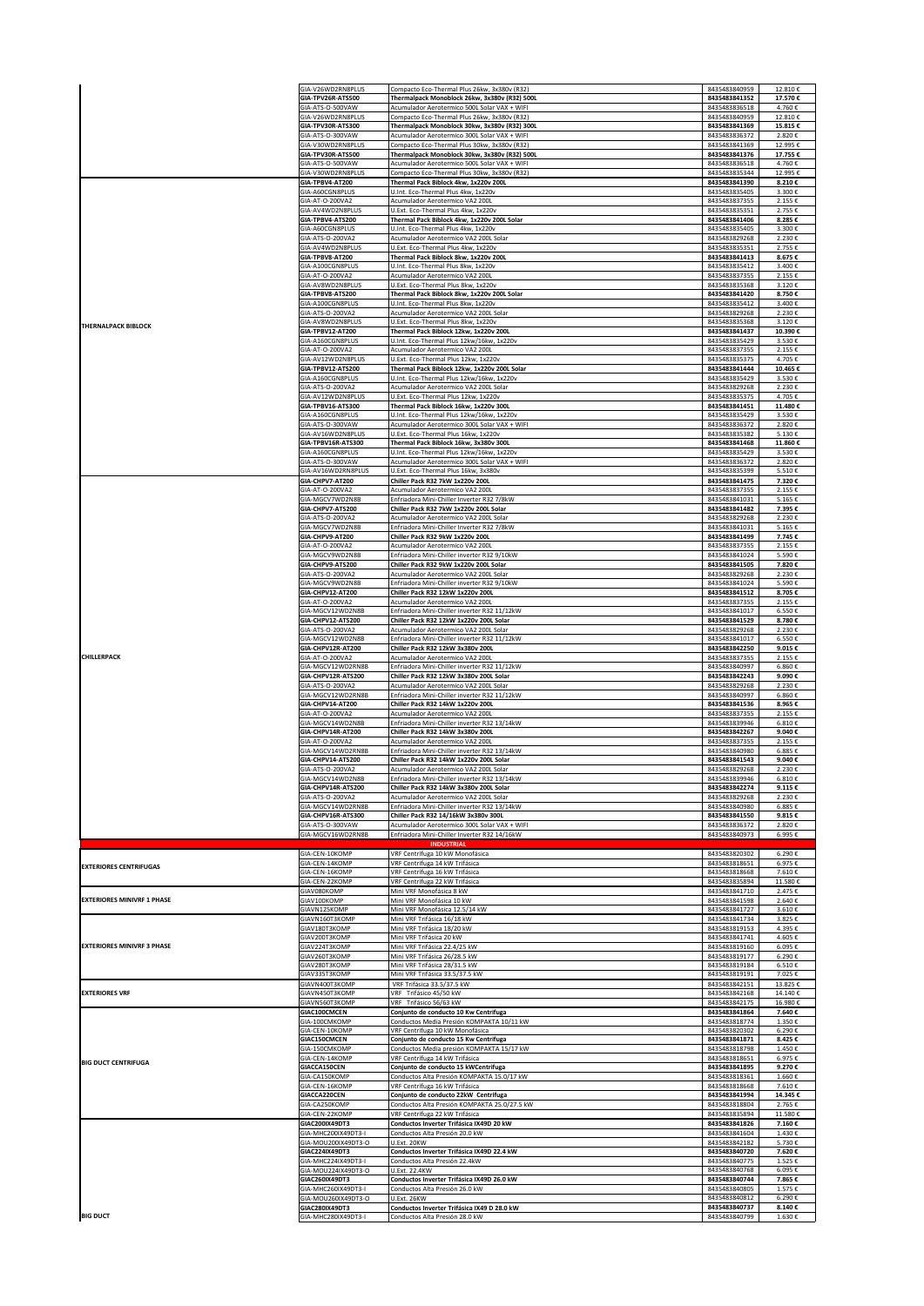| Categoría | Referencia | Descripción | EAN | Precio |
|---|---|---|---|---|
| | GIA-V26WD2RN8PLUS | Compacto Eco-Thermal Plus 26kw, 3x380v (R32) | 8435483840959 | 12.810 € |
| | **GIA-TPV26R-ATS500** | **Thermalpack Monoblock 26kw, 3x380v (R32) 500L** | **8435483841352** | **17.570 €** |
| | GIA-ATS-O-500VAW | Acumulador Aerotermico 500L Solar VAX + WIFI | 8435483836518 | 4.760 € |
| | GIA-V26WD2RN8PLUS | Compacto Eco-Thermal Plus 26kw, 3x380v (R32) | 8435483840959 | 12.810 € |
| | **GIA-TPV30R-ATS300** | **Thermalpack Monoblock 30kw, 3x380v (R32) 300L** | **8435483841369** | **15.815 €** |
| | GIA-ATS-O-300VAW | Acumulador Aerotermico 300L Solar VAX + WIFI | 8435483836372 | 2.820 € |
| | GIA-V30WD2RN8PLUS | Compacto Eco-Thermal Plus 30kw, 3x380v (R32) | 8435483841369 | 12.995 € |
| | **GIA-TPV30R-ATS500** | **Thermalpack Monoblock 30kw, 3x380v (R32) 500L** | **8435483841376** | **17.755 €** |
| | GIA-ATS-O-500VAW | Acumulador Aerotermico 500L Solar VAX + WIFI | 8435483836518 | 4.760 € |
| | GIA-V30WD2RN8PLUS | Compacto Eco-Thermal Plus 30kw, 3x380v (R32) | 8435483835344 | 12.995 € |
| THERNALPACK BIBLOCK | **GIA-TPBV4-AT200** | **Thermal Pack Biblock 4kw, 1x220v 200L** | **8435483841390** | **8.210 €** |
| | GIA-A60CGN8PLUS | U.Int. Eco-Thermal Plus 4kw, 1x220v | 8435483835405 | 3.300 € |
| | GIA-AT-O-200VA2 | Acumulador Aerotermico VA2 200L | 8435483837355 | 2.155 € |
| | GIA-AV4WD2N8PLUS | U.Ext. Eco-Thermal Plus 4kw, 1x220v | 8435483835351 | 2.755 € |
| | **GIA-TPBV4-ATS200** | **Thermal Pack Biblock 4kw, 1x220v 200L Solar** | **8435483841406** | **8.285 €** |
| | GIA-A60CGN8PLUS | U.Int. Eco-Thermal Plus 4kw, 1x220v | 8435483835405 | 3.300 € |
| | GIA-ATS-O-200VA2 | Acumulador Aerotermico VA2 200L Solar | 8435483829268 | 2.230 € |
| | GIA-AV4WD2N8PLUS | U.Ext. Eco-Thermal Plus 4kw, 1x220v | 8435483835351 | 2.755 € |
| | **GIA-TPBV8-AT200** | **Thermal Pack Biblock 8kw, 1x220v 200L** | **8435483841413** | **8.675 €** |
| | GIA-A100CGN8PLUS | U.Int. Eco-Thermal Plus 8kw, 1x220v | 8435483835412 | 3.400 € |
| | GIA-AT-O-200VA2 | Acumulador Aerotermico VA2 200L | 8435483837355 | 2.155 € |
| | GIA-AV8WD2N8PLUS | U.Ext. Eco-Thermal Plus 8kw, 1x220v | 8435483835368 | 3.120 € |
| | **GIA-TPBV8-ATS200** | **Thermal Pack Biblock 8kw, 1x220v 200L Solar** | **8435483841420** | **8.750 €** |
| | GIA-A100CGN8PLUS | U.Int. Eco-Thermal Plus 8kw, 1x220v | 8435483835412 | 3.400 € |
| | GIA-ATS-O-200VA2 | Acumulador Aerotermico VA2 200L Solar | 8435483829268 | 2.230 € |
| | GIA-AV8WD2N8PLUS | U.Ext. Eco-Thermal Plus 8kw, 1x220v | 8435483835368 | 3.120 € |
| | **GIA-TPBV12-AT200** | **Thermal Pack Biblock 12kw, 1x220v 200L** | **8435483841437** | **10.390 €** |
| | GIA-A160CGN8PLUS | U.Int. Eco-Thermal Plus 12kw/16kw, 1x220v | 8435483835429 | 3.530 € |
| | GIA-AT-O-200VA2 | Acumulador Aerotermico VA2 200L | 8435483837355 | 2.155 € |
| | GIA-AV12WD2N8PLUS | U.Ext. Eco-Thermal Plus 12kw, 1x220v | 8435483835375 | 4.705 € |
| | **GIA-TPBV12-ATS200** | **Thermal Pack Biblock 12kw, 1x220v 200L Solar** | **8435483841444** | **10.465 €** |
| | GIA-A160CGN8PLUS | U.Int. Eco-Thermal Plus 12kw/16kw, 1x220v | 8435483835429 | 3.530 € |
| | GIA-ATS-O-200VA2 | Acumulador Aerotermico VA2 200L Solar | 8435483829268 | 2.230 € |
| | GIA-AV12WD2N8PLUS | U.Ext. Eco-Thermal Plus 12kw, 1x220v | 8435483835375 | 4.705 € |
| | **GIA-TPBV16-ATS300** | **Thermal Pack Biblock 16kw, 1x220v 300L** | **8435483841451** | **11.480 €** |
| | GIA-A160CGN8PLUS | U.Int. Eco-Thermal Plus 12kw/16kw, 1x220v | 8435483835429 | 3.530 € |
| | GIA-ATS-O-300VAW | Acumulador Aerotermico 300L Solar VAX + WIFI | 8435483836372 | 2.820 € |
| | GIA-AV16WD2N8PLUS | U.Ext. Eco-Thermal Plus 16kw, 1x220v | 8435483835382 | 5.130 € |
| | **GIA-TPBV16R-ATS300** | **Thermal Pack Biblock 16kw, 3x380v 300L** | **8435483841468** | **11.860 €** |
| | GIA-A160CGN8PLUS | U.Int. Eco-Thermal Plus 12kw/16kw, 1x220v | 8435483835429 | 3.530 € |
| | GIA-ATS-O-300VAW | Acumulador Aerotermico 300L Solar VAX + WIFI | 8435483836372 | 2.820 € |
| | GIA-AV16WD2RN8PLUS | U.Ext. Eco-Thermal Plus 16kw, 3x380v | 8435483835399 | 5.510 € |
| CHILLERPACK | **GIA-CHPV7-AT200** | **Chiller Pack R32 7kW 1x220v 200L** | **8435483841475** | **7.320 €** |
| | GIA-AT-O-200VA2 | Acumulador Aerotermico VA2 200L | 8435483837355 | 2.155 € |
| | GIA-MGCV7WD2N8B | Enfriadora Mini-Chiller Inverter R32 7/8kW | 8435483841031 | 5.165 € |
| | **GIA-CHPV7-ATS200** | **Chiller Pack R32 7kW 1x220v 200L Solar** | **8435483841482** | **7.395 €** |
| | GIA-ATS-O-200VA2 | Acumulador Aerotermico VA2 200L Solar | 8435483829268 | 2.230 € |
| | GIA-MGCV7WD2N8B | Enfriadora Mini-Chiller Inverter R32 7/8kW | 8435483841031 | 5.165 € |
| | **GIA-CHPV9-AT200** | **Chiller Pack R32 9kW 1x220v 200L** | **8435483841499** | **7.745 €** |
| | GIA-AT-O-200VA2 | Acumulador Aerotermico VA2 200L | 8435483837355 | 2.155 € |
| | GIA-MGCV9WD2N8B | Enfriadora Mini-Chiller inverter R32 9/10kW | 8435483841024 | 5.590 € |
| | **GIA-CHPV9-ATS200** | **Chiller Pack R32 9kW 1x220v 200L Solar** | **8435483841505** | **7.820 €** |
| | GIA-ATS-O-200VA2 | Acumulador Aerotermico VA2 200L Solar | 8435483829268 | 2.230 € |
| | GIA-MGCV9WD2N8B | Enfriadora Mini-Chiller inverter R32 9/10kW | 8435483841024 | 5.590 € |
| | **GIA-CHPV12-AT200** | **Chiller Pack R32 12kW 1x220v 200L** | **8435483841512** | **8.705 €** |
| | GIA-AT-O-200VA2 | Acumulador Aerotermico VA2 200L | 8435483837355 | 2.155 € |
| | GIA-MGCV12WD2N8B | Enfriadora Mini-Chiller inverter R32 11/12kW | 8435483841017 | 6.550 € |
| | **GIA-CHPV12-ATS200** | **Chiller Pack R32 12kW 1x220v 200L Solar** | **8435483841529** | **8.780 €** |
| | GIA-ATS-O-200VA2 | Acumulador Aerotermico VA2 200L Solar | 8435483829268 | 2.230 € |
| | GIA-MGCV12WD2N8B | Enfriadora Mini-Chiller inverter R32 11/12kW | 8435483841017 | 6.550 € |
| | **GIA-CHPV12R-AT200** | **Chiller Pack R32 12kW 3x380v 200L** | **8435483842250** | **9.015 €** |
| | GIA-AT-O-200VA2 | Acumulador Aerotermico VA2 200L | 8435483837355 | 2.155 € |
| | GIA-MGCV12WD2RN8B | Enfriadora Mini-Chiller inverter R32 11/12kW | 8435483840997 | 6.860 € |
| | **GIA-CHPV12R-ATS200** | **Chiller Pack R32 12kW 3x380v 200L Solar** | **8435483842243** | **9.090 €** |
| | GIA-ATS-O-200VA2 | Acumulador Aerotermico VA2 200L Solar | 8435483829268 | 2.230 € |
| | GIA-MGCV12WD2RN8B | Enfriadora Mini-Chiller inverter R32 11/12kW | 8435483840997 | 6.860 € |
| | **GIA-CHPV14-AT200** | **Chiller Pack R32 14kW 1x220v 200L** | **8435483841536** | **8.965 €** |
| | GIA-AT-O-200VA2 | Acumulador Aerotermico VA2 200L | 8435483837355 | 2.155 € |
| | GIA-MGCV14WD2N8B | Enfriadora Mini-Chiller inverter R32 13/14kW | 8435483839946 | 6.810 € |
| | **GIA-CHPV14R-AT200** | **Chiller Pack R32 14kW 3x380v 200L** | **8435483842267** | **9.040 €** |
| | GIA-AT-O-200VA2 | Acumulador Aerotermico VA2 200L | 8435483837355 | 2.155 € |
| | GIA-MGCV14WD2RN8B | Enfriadora Mini-Chiller inverter R32 13/14kW | 8435483840980 | 6.885 € |
| | **GIA-CHPV14-ATS200** | **Chiller Pack R32 14kW 1x220v 200L Solar** | **8435483841543** | **9.040 €** |
| | GIA-ATS-O-200VA2 | Acumulador Aerotermico VA2 200L Solar | 8435483829268 | 2.230 € |
| | GIA-MGCV14WD2N8B | Enfriadora Mini-Chiller inverter R32 13/14kW | 8435483839946 | 6.810 € |
| | **GIA-CHPV14R-ATS200** | **Chiller Pack R32 14kW 3x380v 200L Solar** | **8435483842274** | **9.115 €** |
| | GIA-ATS-O-200VA2 | Acumulador Aerotermico VA2 200L Solar | 8435483829268 | 2.230 € |
| | GIA-MGCV14WD2RN8B | Enfriadora Mini-Chiller inverter R32 13/14kW | 8435483840980 | 6.885 € |
| | **GIA-CHPV16R-ATS300** | **Chiller Pack R32 14/16kW 3x380v 300L** | **8435483841550** | **9.815 €** |
| | GIA-ATS-O-300VAW | Acumulador Aerotermico 300L Solar VAX + WIFI | 8435483836372 | 2.820 € |
| | GIA-MGCV16WD2RN8B | Enfriadora Mini-Chiller Inverter R32 14/16kW | 8435483840973 | 6.995 € |
| | | **INDUSTRIAL** | | |
| EXTERIORES CENTRIFUGAS | GIA-CEN-10KOMP | VRF Centrifuga 10 kW Monofásica | 8435483820302 | 6.290 € |
| | GIA-CEN-14KOMP | VRF Centrifuga 14 kW Trifásica | 8435483818651 | 6.975 € |
| | GIA-CEN-16KOMP | VRF Centrifuga 16 kW Trifásica | 8435483818668 | 7.610 € |
| | GIA-CEN-22KOMP | VRF Centrifuga 22 kW Trifásica | 8435483835894 | 11.580 € |
| EXTERIORES MINIVRF 1 PHASE | GIAV080KOMP | Mini VRF Monofásica 8 kW | 8435483841710 | 2.475 € |
| | GIAV100KOMP | Mini VRF Monofásica 10 kW | 8435483841598 | 2.640 € |
| | GIAVN125KOMP | Mini VRF Monofásica 12.5/14 kW | 8435483841727 | 3.610 € |
| EXTERIORES MINIVRF 3 PHASE | GIAVN160T3KOMP | Mini VRF Trifásica 16/18 kW | 8435483841734 | 3.825 € |
| | GIAV180T3KOMP | Mini VRF Trifásica 18/20 kW | 8435483819153 | 4.395 € |
| | GIAV200T3KOMP | Mini VRF Trifásica 20 kW | 8435483841741 | 4.605 € |
| | GIAV224T3KOMP | Mini VRF Trifásica 22.4/25 kW | 8435483819160 | 6.095 € |
| | GIAV260T3KOMP | Mini VRF Trifásica 26/28.5 kW | 8435483819177 | 6.290 € |
| | GIAV280T3KOMP | Mini VRF Trifásica 28/31.5 kW | 8435483819184 | 6.510 € |
| | GIAV335T3KOMP | Mini VRF Trifásica 33.5/37.5 kW | 8435483819191 | 7.025 € |
| EXTERIORES VRF | GIAVN400T3KOMP | VRF Trifásica 33.5/37.5 kW | 8435483842151 | 13.825 € |
| | GIAVN450T3KOMP | VRF Trifásico 45/50 kW | 8435483842168 | 14.140 € |
| | GIAVN560T3KOMP | VRF Trifásico 56/63 kW | 8435483842175 | 16.980 € |
| BIG DUCT CENTRIFUGA | **GIAC100CMCEN** | **Conjunto de conducto 10 Kw Centrifuga** | **8435483841864** | **7.640 €** |
| | GIA-100CMKOMP | Conductos Media Presión KOMPAKTA 10/11 kW | 8435483818774 | 1.350 € |
| | GIA-CEN-10KOMP | VRF Centrifuga 10 kW Monofásica | 8435483820302 | 6.290 € |
| | **GIAC150CMCEN** | **Conjunto de conducto 15 Kw Centrifuga** | **8435483841871** | **8.425 €** |
| | GIA-150CMKOMP | Conductos Media presión KOMPAKTA 15/17 kW | 8435483818798 | 1.450 € |
| | GIA-CEN-14KOMP | VRF Centrifuga 14 kW Trifásica | 8435483818651 | 6.975 € |
| | **GIACCA150CEN** | **Conjunto de conducto 15 kWCentrifuga** | **8435483841895** | **9.270 €** |
| | GIA-CA150KOMP | Conductos Alta Presión KOMPAKTA 15.0/17 kW | 8435483818361 | 1.660 € |
| | GIA-CEN-16KOMP | VRF Centrifuga 16 kW Trifásica | 8435483818668 | 7.610 € |
| | **GIACCA220CEN** | **Conjunto de conducto 22kW Centrifuga** | **8435483841994** | **14.345 €** |
| | GIA-CA250KOMP | Conductos Alta Presión KOMPAKTA 25.0/27.5 kW | 8435483818804 | 2.765 € |
| | GIA-CEN-22KOMP | VRF Centrifuga 22 kW Trifásica | 8435483835894 | 11.580 € |
| BIG DUCT | **GIAC200IX49DT3** | **Conductos Inverter Trifásica IX49D 20 kW** | **8435483841826** | **7.160 €** |
| | GIA-MHC200IX49DT3-I | Conductos Alta Presión 20.0 kW | 8435483841604 | 1.430 € |
| | GIA-MOU200IX49DT3-O | U.Ext. 20KW | 8435483842182 | 5.730 € |
| | **GIAC224IX49DT3** | **Conductos Inverter Trifásica IX49D 22.4 kW** | **8435483840720** | **7.620 €** |
| | GIA-MHC224IX49DT3-I | Conductos Alta Presión 22.4kW | 8435483840775 | 1.525 € |
| | GIA-MOU224IX49DT3-O | U.Ext. 22.4KW | 8435483840768 | 6.095 € |
| | **GIAC260IX49DT3** | **Conductos Inverter Trifásica IX49D 26.0 kW** | **8435483840744** | **7.865 €** |
| | GIA-MHC260IX49DT3-I | Conductos Alta Presión 26.0 kW | 8435483840805 | 1.575 € |
| | GIA-MOU260IX49DT3-O | U.Ext. 26KW | 8435483840812 | 6.290 € |
| | **GIAC280IX49DT3** | **Conductos Inverter Trifásica IX49 D 28.0 kW** | **8435483840737** | **8.140 €** |
| | GIA-MHC280IX49DT3-I | Conductos Alta Presión 28.0 kW | 8435483840799 | 1.630 € |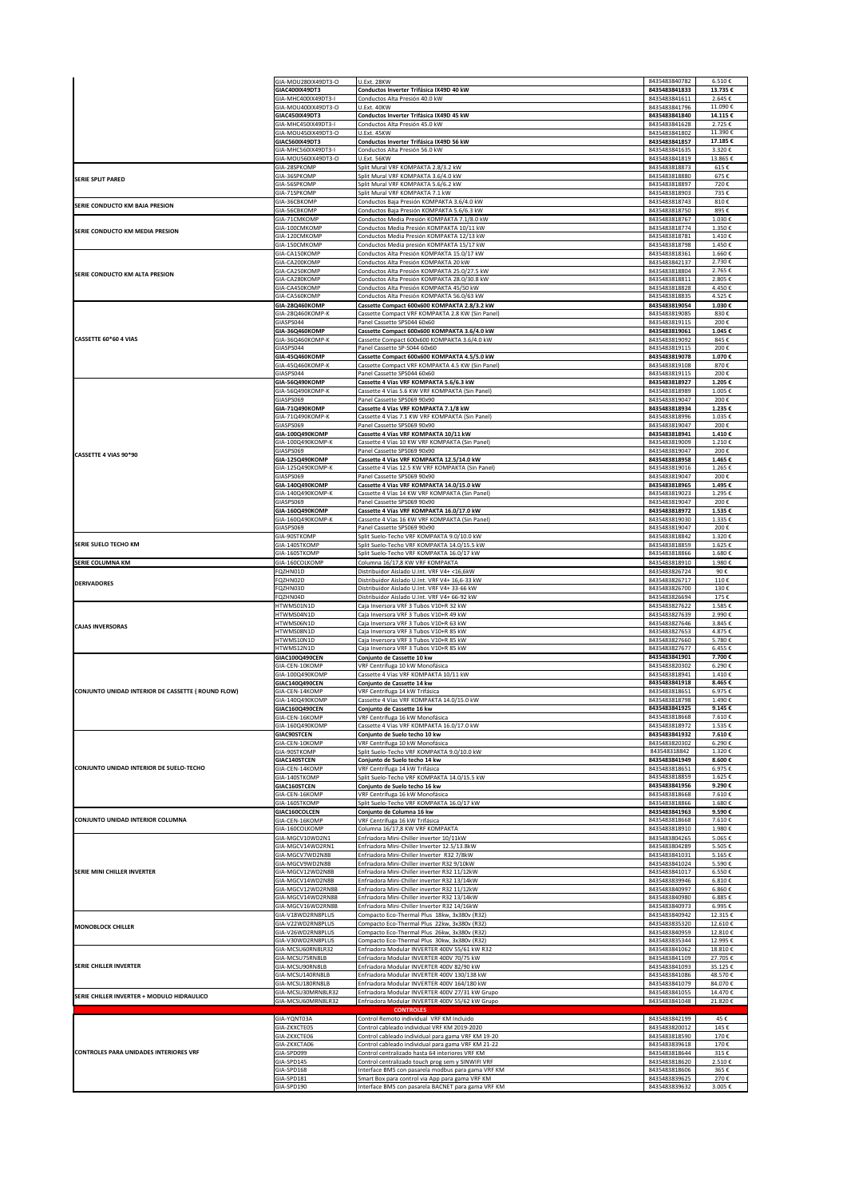| | | | | |
|---|---|---|---|---|
| | GIA-MOU280IX49DT3-O | U.Ext. 28KW | 8435483840782 | 6.510 € |
| | **GIAC400IX49DT3** | **Conductos Inverter Trifásica IX49D 40 kW** | **8435483841833** | **13.735 €** |
| | GIA-MHC400IX49DT3-I | Conductos Alta Presión 40.0 kW | 8435483841611 | 2.645 € |
| | GIA-MOU400IX49DT3-O | U.Ext. 40KW | 8435483841796 | 11.090 € |
| | **GIAC450IX49DT3** | **Conductos Inverter Trifásica IX49D 45 kW** | **8435483841840** | **14.115 €** |
| | GIA-MHC450IX49DT3-I | Conductos Alta Presión 45.0 kW | 8435483841628 | 2.725 € |
| | GIA-MOU450IX49DT3-O | U.Ext. 45KW | 8435483841802 | 11.390 € |
| | **GIAC560IX49DT3** | **Conductos Inverter Trifásica IX49D 56 kW** | **8435483841857** | **17.185 €** |
| | GIA-MHC560IX49DT3-I | Conductos Alta Presión 56.0 kW | 8435483841635 | 3.320 € |
| | GIA-MOU560IX49DT3-O | U.Ext. 56KW | 8435483841819 | 13.865 € |
| **SERIE SPLIT PARED** | GIA-28SPKOMP | Split Mural VRF KOMPAKTA 2.8/3.2 kW | 8435483818873 | 615 € |
| | GIA-36SPKOMP | Split Mural VRF KOMPAKTA 3.6/4.0 kW | 8435483818880 | 675 € |
| | GIA-56SPKOMP | Split Mural VRF KOMPAKTA 5.6/6.2 kW | 8435483818897 | 720 € |
| | GIA-71SPKOMP | Split Mural VRF KOMPAKTA 7.1 kW | 8435483818903 | 735 € |
| **SERIE CONDUCTO KM BAJA PRESION** | GIA-36CBKOMP | Conductos Baja Presión KOMPAKTA 3.6/4.0 kW | 8435483818743 | 810 € |
| | GIA-56CBKOMP | Conductos Baja Presión KOMPAKTA 5.6/6.3 kW | 8435483818750 | 895 € |
| **SERIE CONDUCTO KM MEDIA PRESION** | GIA-71CMKOMP | Conductos Media Presión KOMPAKTA 7.1/8.0 kW | 8435483818767 | 1.030 € |
| | GIA-100CMKOMP | Conductos Media Presión KOMPAKTA 10/11 kW | 8435483818774 | 1.350 € |
| | GIA-120CMKOMP | Conductos Media Presión KOMPAKTA 12/13 kW | 8435483818781 | 1.410 € |
| | GIA-150CMKOMP | Conductos Media presión KOMPAKTA 15/17 kW | 8435483818798 | 1.450 € |
| **SERIE CONDUCTO KM ALTA PRESION** | GIA-CA150KOMP | Conductos Alta Presión KOMPAKTA 15.0/17 kW | 8435483818361 | 1.660 € |
| | GIA-CA200KOMP | Conductos Alta Presión KOMPAKTA 20 kW | 8435483842137 | 2.730 € |
| | GIA-CA250KOMP | Conductos Alta Presión KOMPAKTA 25.0/27.5 kW | 8435483818804 | 2.765 € |
| | GIA-CA280KOMP | Conductos Alta Presión KOMPAKTA 28.0/30.8 kW | 8435483818811 | 2.805 € |
| | GIA-CA450KOMP | Conductos Alta Presión KOMPAKTA 45/50 kW | 8435483818828 | 4.450 € |
| | GIA-CA560KOMP | Conductos Alta Presión KOMPAKTA 56.0/63 kW | 8435483818835 | 4.525 € |
| **CASSETTE 60*60 4 VIAS** | **GIA-28Q460KOMP** | **Cassette Compact 600x600 KOMPAKTA 2.8/3.2 kW** | **8435483819054** | **1.030 €** |
| | GIA-28Q460KOMP-K | Cassette Compact VRF KOMPAKTA 2.8 KW (Sin Panel) | 8435483819085 | 830 € |
| | GIASPS044 | Panel Cassette SPS044 60x60 | 8435483819115 | 200 € |
| | **GIA-36Q460KOMP** | **Cassette Compact 600x600 KOMPAKTA 3.6/4.0 kW** | **8435483819061** | **1.045 €** |
| | GIA-36Q460KOMP-K | Cassette Compact 600x600 KOMPAKTA 3.6/4.0 kW | 8435483819092 | 845 € |
| | GIASPS044 | Panel Cassette SP-S044 60x60 | 8435483819115 | 200 € |
| | **GIA-45Q460KOMP** | **Cassette Compact 600x600 KOMPAKTA 4.5/5.0 kW** | **8435483819078** | **1.070 €** |
| | GIA-45Q460KOMP-K | Cassette Compact VRF KOMPAKTA 4.5 KW (Sin Panel) | 8435483819108 | 870 € |
| | GIASPS044 | Panel Cassette SPS044 60x60 | 8435483819115 | 200 € |
| **CASSETTE 4 VIAS 90*90** | **GIA-56Q490KOMP** | **Cassette 4 Vías VRF KOMPAKTA 5.6/6.3 kW** | **8435483818927** | **1.205 €** |
| | GIA-56Q490KOMP-K | Cassette 4 Vías 5.6 KW VRF KOMPAKTA (Sin Panel) | 8435483818989 | 1.005 € |
| | GIASPS069 | Panel Cassette SPS069 90x90 | 8435483819047 | 200 € |
| | **GIA-71Q490KOMP** | **Cassette 4 Vías VRF KOMPAKTA 7.1/8 kW** | **8435483818934** | **1.235 €** |
| | GIA-71Q490KOMP-K | Cassette 4 Vías 7.1 KW VRF KOMPAKTA (Sin Panel) | 8435483818996 | 1.035 € |
| | GIASPS069 | Panel Cassette SPS069 90x90 | 8435483819047 | 200 € |
| | **GIA-100Q490KOMP** | **Cassette 4 Vías VRF KOMPAKTA 10/11 kW** | **8435483818941** | **1.410 €** |
| | GIA-100Q490KOMP-K | Cassette 4 Vías 10 KW VRF KOMPAKTA (Sin Panel) | 8435483819009 | 1.210 € |
| | GIASPS069 | Panel Cassette SPS069 90x90 | 8435483819047 | 200 € |
| | **GIA-125Q490KOMP** | **Cassette 4 Vías VRF KOMPAKTA 12.5/14.0 kW** | **8435483818958** | **1.465 €** |
| | GIA-125Q490KOMP-K | Cassette 4 Vías 12.5 KW VRF KOMPAKTA (Sin Panel) | 8435483819016 | 1.265 € |
| | GIASPS069 | Panel Cassette SPS069 90x90 | 8435483819047 | 200 € |
| | **GIA-140Q490KOMP** | **Cassette 4 Vías VRF KOMPAKTA 14.0/15.0 kW** | **8435483818965** | **1.495 €** |
| | GIA-140Q490KOMP-K | Cassette 4 Vías 14 KW VRF KOMPAKTA (Sin Panel) | 8435483819023 | 1.295 € |
| | GIASPS069 | Panel Cassette SPS069 90x90 | 8435483819047 | 200 € |
| | **GIA-160Q490KOMP** | **Cassette 4 Vías VRF KOMPAKTA 16.0/17.0 kW** | **8435483818972** | **1.535 €** |
| | GIA-160Q490KOMP-K | Cassette 4 Vías 16 KW VRF KOMPAKTA (Sin Panel) | 8435483819030 | 1.335 € |
| | GIASPS069 | Panel Cassette SPS069 90x90 | 8435483819047 | 200 € |
| **SERIE SUELO TECHO KM** | GIA-90STKOMP | Split Suelo-Techo VRF KOMPAKTA 9.0/10.0 kW | 8435483818842 | 1.320 € |
| | GIA-140STKOMP | Split Suelo-Techo VRF KOMPAKTA 14.0/15.5 kW | 8435483818859 | 1.625 € |
| | GIA-160STKOMP | Split Suelo-Techo VRF KOMPAKTA 16.0/17 kW | 8435483818866 | 1.680 € |
| **SERIE COLUMNA KM** | GIA-160COLKOMP | Columna 16/17,8 KW VRF KOMPAKTA | 8435483818910 | 1.980 € |
| **DERIVADORES** | FQZHN01D | Distribuidor Aislado U.Int. VRF V4+ <16,6kW | 8435483826724 | 90 € |
| | FQZHN02D | Distribuidor Aislado U.Int. VRF V4+ 16,6-33 kW | 8435483826717 | 110 € |
| | FQZHN03D | Distribuidor Aislado U.Int. VRF V4+ 33-66 kW | 8435483826700 | 130 € |
| | FQZHN04D | Distribuidor Aislado U.Int. VRF V4+ 66-92 kW | 8435483826694 | 175 € |
| **CAJAS INVERSORAS** | HTWMS01N1D | Caja Inversora VRF 3 Tubos V10+R 32 kW | 8435483827622 | 1.585 € |
| | HTWMS04N1D | Caja Inversora VRF 3 Tubos V10+R 49 kW | 8435483827639 | 2.990 € |
| | HTWMS06N1D | Caja Inversora VRF 3 Tubos V10+R 63 kW | 8435483827646 | 3.845 € |
| | HTWMS08N1D | Caja Inversora VRF 3 Tubos V10+R 85 kW | 8435483827653 | 4.875 € |
| | HTWMS10N1D | Caja Inversora VRF 3 Tubos V10+R 85 kW | 8435483827660 | 5.780 € |
| | HTWMS12N1D | Caja Inversora VRF 3 Tubos V10+R 85 kW | 8435483827677 | 6.455 € |
| **CONJUNTO UNIDAD INTERIOR DE CASSETTE ( ROUND FLOW)** | **GIAC100Q490CEN** | **Conjunto de Cassette 10 kw** | **8435483841901** | **7.700 €** |
| | GIA-CEN-10KOMP | VRF Centrífuga 10 kW Monofásica | 8435483820302 | 6.290 € |
| | GIA-100Q490KOMP | Cassette 4 Vías VRF KOMPAKTA 10/11 kW | 8435483818941 | 1.410 € |
| | **GIAC140Q490CEN** | **Conjunto de Cassette 14 kw** | **8435483841918** | **8.465 €** |
| | GIA-CEN-14KOMP | VRF Centrífuga 14 kW Trifásica | 8435483818651 | 6.975 € |
| | GIA-140Q490KOMP | Cassette 4 Vías VRF KOMPAKTA 14.0/15.0 kW | 8435483818798 | 1.490 € |
| | **GIAC160Q490CEN** | **Conjunto de Cassette 16 kw** | **8435483841925** | **9.145 €** |
| | GIA-CEN-16KOMP | VRF Centrífuga 16 kW Monofásica | 8435483818668 | 7.610 € |
| | GIA-160Q490KOMP | Cassette 4 Vías VRF KOMPAKTA 16.0/17.0 kW | 8435483818972 | 1.535 € |
| **CONJUNTO UNIDAD INTERIOR DE SUELO-TECHO** | **GIAC90STCEN** | **Conjunto de Suelo techo 10 kw** | **8435483841932** | **7.610 €** |
| | GIA-CEN-10KOMP | VRF Centrífuga 10 kW Monofásica | 8435483820302 | 6.290 € |
| | GIA-90STKOMP | Split Suelo-Techo VRF KOMPAKTA 9.0/10.0 kW | 843548381842 | 1.320 € |
| | **GIAC140STCEN** | **Conjunto de Suelo techo 14 kw** | **8435483841949** | **8.600 €** |
| | GIA-CEN-14KOMP | VRF Centrífuga 14 kW Trifásica | 8435483818651 | 6.975 € |
| | GIA-140STKOMP | Split Suelo-Techo VRF KOMPAKTA 14.0/15.5 kW | 8435483818859 | 1.625 € |
| | **GIAC160STCEN** | **Conjunto de Suelo techo 16 kw** | **8435483841956** | **9.290 €** |
| | GIA-CEN-16KOMP | VRF Centrífuga 16 kW Monofásica | 8435483818668 | 7.610 € |
| | GIA-160STKOMP | Split Suelo-Techo VRF KOMPAKTA 16.0/17 kW | 8435483818866 | 1.680 € |
| **CONJUNTO UNIDAD INTERIOR COLUMNA** | **GIAC160COLCEN** | **Conjunto de Columna 16 kw** | **8435483841963** | **9.590 €** |
| | GIA-CEN-16KOMP | VRF Centrífuga 16 kW Trifásica | 8435483818668 | 7.610 € |
| | GIA-160COLKOMP | Columna 16/17,8 KW VRF KOMPAKTA | 8435483818910 | 1.980 € |
| **SERIE MINI CHILLER INVERTER** | GIA-MGCV10WD2N1 | Enfriadora Mini-Chiller inverter 10/11kW | 8435483804265 | 5.065 € |
| | GIA-MGCV14WD2RN1 | Enfriadora Mini-Chiller inverter 12.5/13.8kW | 8435483804289 | 5.505 € |
| | GIA-MGCV7WD2N8B | Enfriadora Mini-Chiller inverter R32 7/8kW | 8435483841031 | 5.165 € |
| | GIA-MGCV9WD2N8B | Enfriadora Mini-Chiller inverter R32 9/10kW | 8435483841024 | 5.590 € |
| | GIA-MGCV12WD2N8B | Enfriadora Mini-Chiller inverter R32 11/12kW | 8435483841017 | 6.550 € |
| | GIA-MGCV14WD2N8B | Enfriadora Mini-Chiller inverter R32 13/14kW | 8435483839946 | 6.810 € |
| | GIA-MGCV12WD2RN8B | Enfriadora Mini-Chiller inverter R32 11/12kW | 8435483840997 | 6.860 € |
| | GIA-MGCV14WD2RN8B | Enfriadora Mini-Chiller inverter R32 13/14kW | 8435483840980 | 6.885 € |
| | GIA-MGCV16WD2RN8B | Enfriadora Mini-Chiller inverter R32 14/16kW | 8435483840973 | 6.995 € |
| **MONOBLOCK CHILLER** | GIA-V18WD2RN8PLUS | Compacto Eco-Thermal Plus 18kw, 3x380v (R32) | 8435483840942 | 12.315 € |
| | GIA-V22WD2RN8PLUS | Compacto Eco-Thermal Plus 22kw, 3x380v (R32) | 8435483835320 | 12.610 € |
| | GIA-V26WD2RN8PLUS | Compacto Eco-Thermal Plus 26kw, 3x380v (R32) | 8435483840959 | 12.810 € |
| | GIA-V30WD2RN8PLUS | Compacto Eco-Thermal Plus 30kw, 3x380v (R32) | 8435483835344 | 12.995 € |
| **SERIE CHILLER INVERTER** | GIA-MCSU60RN8LR32 | Enfriadora Modular INVERTER 400V 55/61 kW R32 | 8435483841062 | 18.810 € |
| | GIA-MCSU75RN8LB | Enfriadora Modular INVERTER 400V 70/75 kW | 8435483841109 | 27.705 € |
| | GIA-MCSU90RN8LB | Enfriadora Modular INVERTER 400V 82/90 kW | 8435483841093 | 35.125 € |
| | GIA-MCSU140RN8LB | Enfriadora Modular INVERTER 400V 130/138 kW | 8435483841086 | 48.570 € |
| | GIA-MCSU180RN8LB | Enfriadora Modular INVERTER 400V 164/180 kW | 8435483841079 | 84.070 € |
| **SERIE CHILLER INVERTER + MODULO HIDRAULICO** | GIA-MCSU30MRN8LR32 | Enfriadora Modular INVERTER 400V 27/31 kW Grupo | 8435483841055 | 14.470 € |
| | GIA-MCSU60MRN8LR32 | Enfriadora Modular INVERTER 400V 55/62 kW Grupo | 8435483841048 | 21.820 € |
| | | **CONTROLES** | | |
| **CONTROLES PARA UNIDADES INTERIORES VRF** | GIA-YQNT03A | Control Remoto individual VRF KM Incluido | 8435483842199 | 45 € |
| | GIA-ZKXCTE05 | Control cableado individual VRF KM 2019-2020 | 8435483820012 | 145 € |
| | GIA-ZKXCTE06 | Control cableado individual para gama VRF KM 19-20 | 8435483818590 | 170 € |
| | GIA-ZKXCTA06 | Control cableado individual para gama VRF KM 21-22 | 8435483839618 | 170 € |
| | GIA-SPD099 | Control centralizado hasta 64 interiores VRF KM | 8435483818644 | 315 € |
| | GIA-SPD145 | Control centralizado touch prog sem y SINWIFI VRF | 8435483818620 | 2.510 € |
| | GIA-SPD168 | Interface BMS con pasarela modbus para gama VRF KM | 8435483818606 | 365 € |
| | GIA-SPD181 | Smart Box para control via App para gama VRF KM | 8435483839625 | 270 € |
| | GIA-SPD190 | Interface BMS con pasarela BACNET para gama VRF KM | 8435483839632 | 3.005 € |